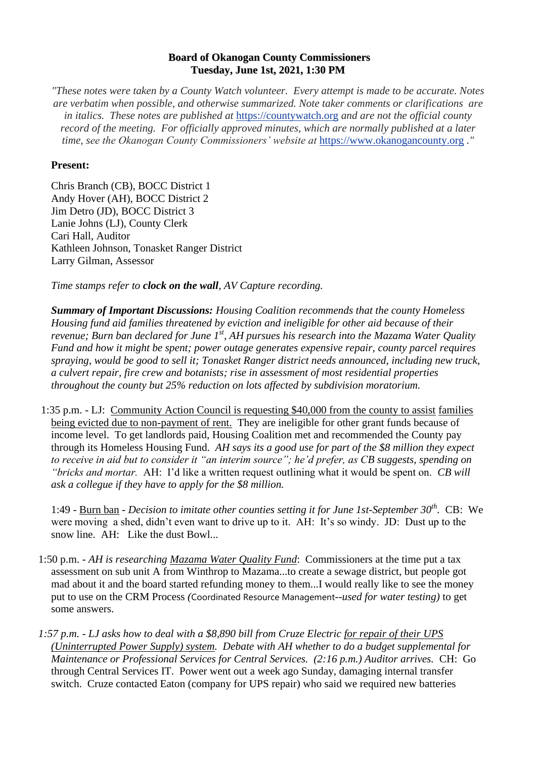**Board of Okanogan County Commissioners**
**Tuesday, June 1st, 2021, 1:30 PM**

*"These notes were taken by a County Watch volunteer. Every attempt is made to be accurate. Notes are verbatim when possible, and otherwise summarized. Note taker comments or clarifications are in italics. These notes are published at https://countywatch.org and are not the official county record of the meeting. For officially approved minutes, which are normally published at a later time, see the Okanogan County Commissioners' website at https://www.okanogancounty.org ."*

**Present:**

Chris Branch (CB), BOCC District 1
Andy Hover (AH), BOCC District 2
Jim Detro (JD), BOCC District 3
Lanie Johns (LJ), County Clerk
Cari Hall, Auditor
Kathleen Johnson, Tonasket Ranger District
Larry Gilman, Assessor

*Time stamps refer to **clock on the wall**, AV Capture recording.*

***Summary of Important Discussions:** Housing Coalition recommends that the county Homeless Housing fund aid families threatened by eviction and ineligible for other aid because of their revenue; Burn ban declared for June 1st, AH pursues his research into the Mazama Water Quality Fund and how it might be spent; power outage generates expensive repair, county parcel requires spraying, would be good to sell it; Tonasket Ranger district needs announced, including new truck, a culvert repair, fire crew and botanists; rise in assessment of most residential properties throughout the county but 25% reduction on lots affected by subdivision moratorium.*

1:35 p.m. - LJ: Community Action Council is requesting $40,000 from the county to assist families being evicted due to non-payment of rent. They are ineligible for other grant funds because of income level. To get landlords paid, Housing Coalition met and recommended the County pay through its Homeless Housing Fund. *AH says its a good use for part of the $8 million they expect to receive in aid but to consider it "an interim source"; he'd prefer, as CB suggests, spending on "bricks and mortar.* AH: I'd like a written request outlining what it would be spent on. *CB will ask a collegue if they have to apply for the $8 million.*

1:49 - Burn ban - *Decision to imitate other counties setting it for June 1st-September 30th.* CB: We were moving a shed, didn't even want to drive up to it. AH: It's so windy. JD: Dust up to the snow line. AH: Like the dust Bowl...

1:50 p.m. - *AH is researching Mazama Water Quality Fund*: Commissioners at the time put a tax assessment on sub unit A from Winthrop to Mazama...to create a sewage district, but people got mad about it and the board started refunding money to them...I would really like to see the money put to use on the CRM Process *(Coordinated Resource Management--used for water testing)* to get some answers.

*1:57 p.m. - LJ asks how to deal with a $8,890 bill from Cruze Electric for repair of their UPS (Uninterrupted Power Supply) system. Debate with AH whether to do a budget supplemental for Maintenance or Professional Services for Central Services. (2:16 p.m.) Auditor arrives.* CH: Go through Central Services IT. Power went out a week ago Sunday, damaging internal transfer switch. Cruze contacted Eaton (company for UPS repair) who said we required new batteries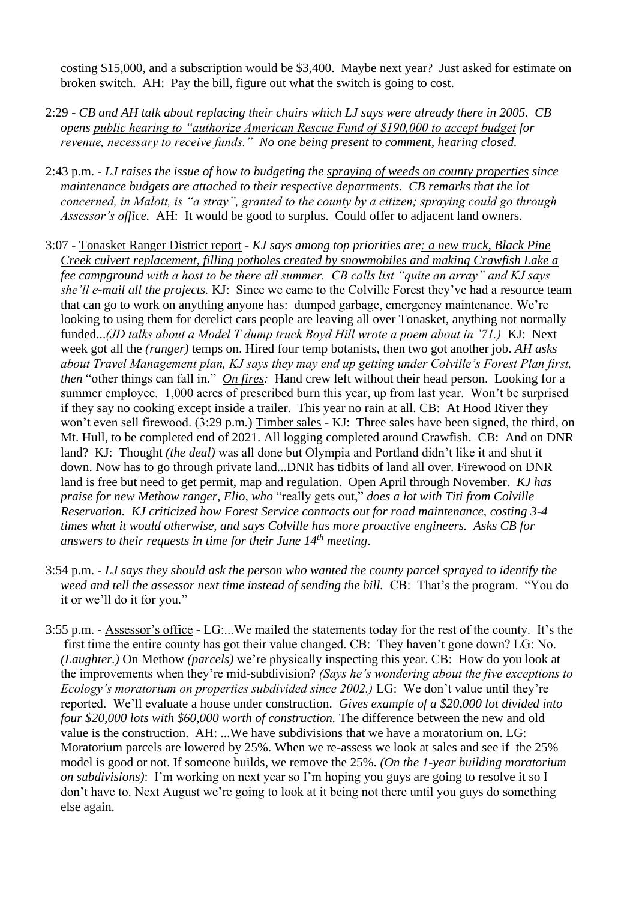costing $15,000, and a subscription would be $3,400. Maybe next year? Just asked for estimate on broken switch. AH: Pay the bill, figure out what the switch is going to cost.

2:29 - *CB and AH talk about replacing their chairs which LJ says were already there in 2005. CB opens public hearing to "authorize American Rescue Fund of $190,000 to accept budget for revenue, necessary to receive funds." No one being present to comment, hearing closed.*

2:43 p.m. - *LJ raises the issue of how to budgeting the spraying of weeds on county properties since maintenance budgets are attached to their respective departments. CB remarks that the lot concerned, in Malott, is "a stray", granted to the county by a citizen; spraying could go through Assessor's office.* AH: It would be good to surplus. Could offer to adjacent land owners.

3:07 - Tonasket Ranger District report - *KJ says among top priorities are: a new truck, Black Pine Creek culvert replacement, filling potholes created by snowmobiles and making Crawfish Lake a fee campground with a host to be there all summer. CB calls list "quite an array" and KJ says she'll e-mail all the projects.* KJ: Since we came to the Colville Forest they've had a resource team that can go to work on anything anyone has: dumped garbage, emergency maintenance. We're looking to using them for derelict cars people are leaving all over Tonasket, anything not normally funded...*(JD talks about a Model T dump truck Boyd Hill wrote a poem about in '71.)* KJ: Next week got all the *(ranger)* temps on. Hired four temp botanists, then two got another job. *AH asks about Travel Management plan, KJ says they may end up getting under Colville's Forest Plan first, then* "other things can fall in." *On fires:* Hand crew left without their head person. Looking for a summer employee. 1,000 acres of prescribed burn this year, up from last year. Won't be surprised if they say no cooking except inside a trailer. This year no rain at all. CB: At Hood River they won't even sell firewood. (3:29 p.m.) Timber sales - KJ: Three sales have been signed, the third, on Mt. Hull, to be completed end of 2021. All logging completed around Crawfish. CB: And on DNR land? KJ: Thought *(the deal)* was all done but Olympia and Portland didn't like it and shut it down. Now has to go through private land...DNR has tidbits of land all over. Firewood on DNR land is free but need to get permit, map and regulation. Open April through November. *KJ has praise for new Methow ranger, Elio, who* "really gets out," *does a lot with Titi from Colville Reservation. KJ criticized how Forest Service contracts out for road maintenance, costing 3-4 times what it would otherwise, and says Colville has more proactive engineers. Asks CB for answers to their requests in time for their June 14th meeting.*

3:54 p.m. - *LJ says they should ask the person who wanted the county parcel sprayed to identify the weed and tell the assessor next time instead of sending the bill.* CB: That's the program. "You do it or we'll do it for you."

3:55 p.m. - Assessor's office - LG:...We mailed the statements today for the rest of the county. It's the first time the entire county has got their value changed. CB: They haven't gone down? LG: No. *(Laughter.)* On Methow *(parcels)* we're physically inspecting this year. CB: How do you look at the improvements when they're mid-subdivision? *(Says he's wondering about the five exceptions to Ecology's moratorium on properties subdivided since 2002.)* LG: We don't value until they're reported. We'll evaluate a house under construction. *Gives example of a $20,000 lot divided into four $20,000 lots with $60,000 worth of construction.* The difference between the new and old value is the construction. AH: ...We have subdivisions that we have a moratorium on. LG: Moratorium parcels are lowered by 25%. When we re-assess we look at sales and see if the 25% model is good or not. If someone builds, we remove the 25%. *(On the 1-year building moratorium on subdivisions)*: I'm working on next year so I'm hoping you guys are going to resolve it so I don't have to. Next August we're going to look at it being not there until you guys do something else again.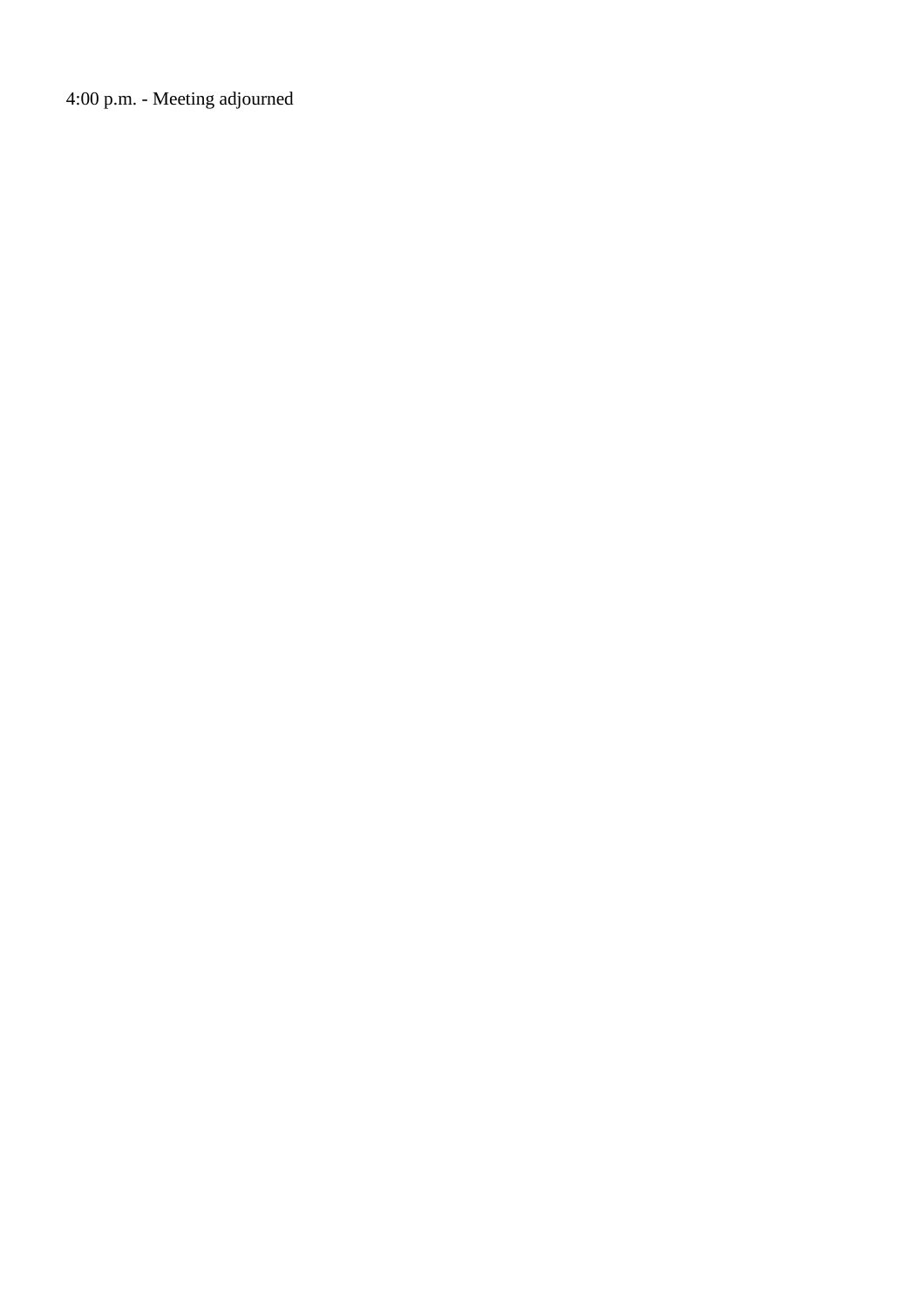4:00 p.m. - Meeting adjourned